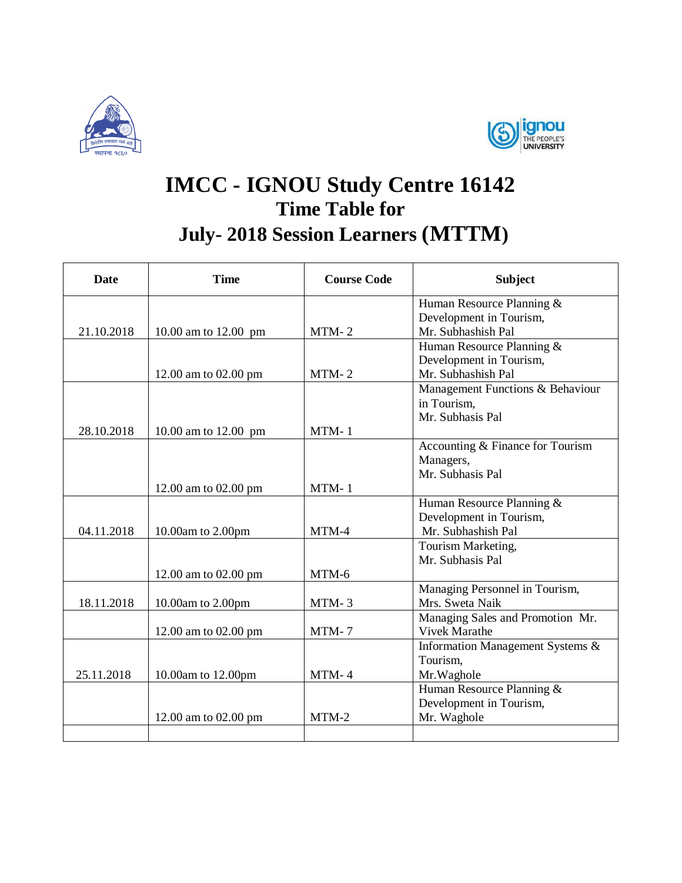# IMCC - IGNOU Study Centre 16142

## Time Table for

## July- 2018 Session Learners (MTTM)

| Date | Time | Course Code | Subject |
|---|---|---|---|
| 21.10.2018 | 10.00 am to 12.00 pm | MTM- 2 | Human Resource Planning & Development in Tourism, Mr. Subhashish Pal |
| | 12.00 am to 02.00 pm | MTM- 2 | Human Resource Planning & Development in Tourism, Mr. Subhashish Pal |
| 28.10.2018 | 10.00 am to 12.00 pm | MTM- 1 | Management Functions & Behaviour in Tourism, Mr. Subhasis Pal |
| | 12.00 am to 02.00 pm | MTM- 1 | Accounting & Finance for Tourism Managers, Mr. Subhasis Pal |
| 04.11.2018 | 10.00am to 2.00pm | MTM-4 | Human Resource Planning & Development in Tourism, Mr. Subhashish Pal |
| | 12.00 am to 02.00 pm | MTM-6 | Tourism Marketing, Mr. Subhasis Pal |
| 18.11.2018 | 10.00am to 2.00pm | MTM- 3 | Managing Personnel in Tourism, Mrs. Sweta Naik |
| | 12.00 am to 02.00 pm | MTM- 7 | Managing Sales and Promotion Mr. Vivek Marathe |
| 25.11.2018 | 10.00am to 12.00pm | MTM- 4 | Information Management Systems & Tourism, Mr.Waghole |
| | 12.00 am to 02.00 pm | MTM-2 | Human Resource Planning & Development in Tourism, Mr. Waghole |
| | | | |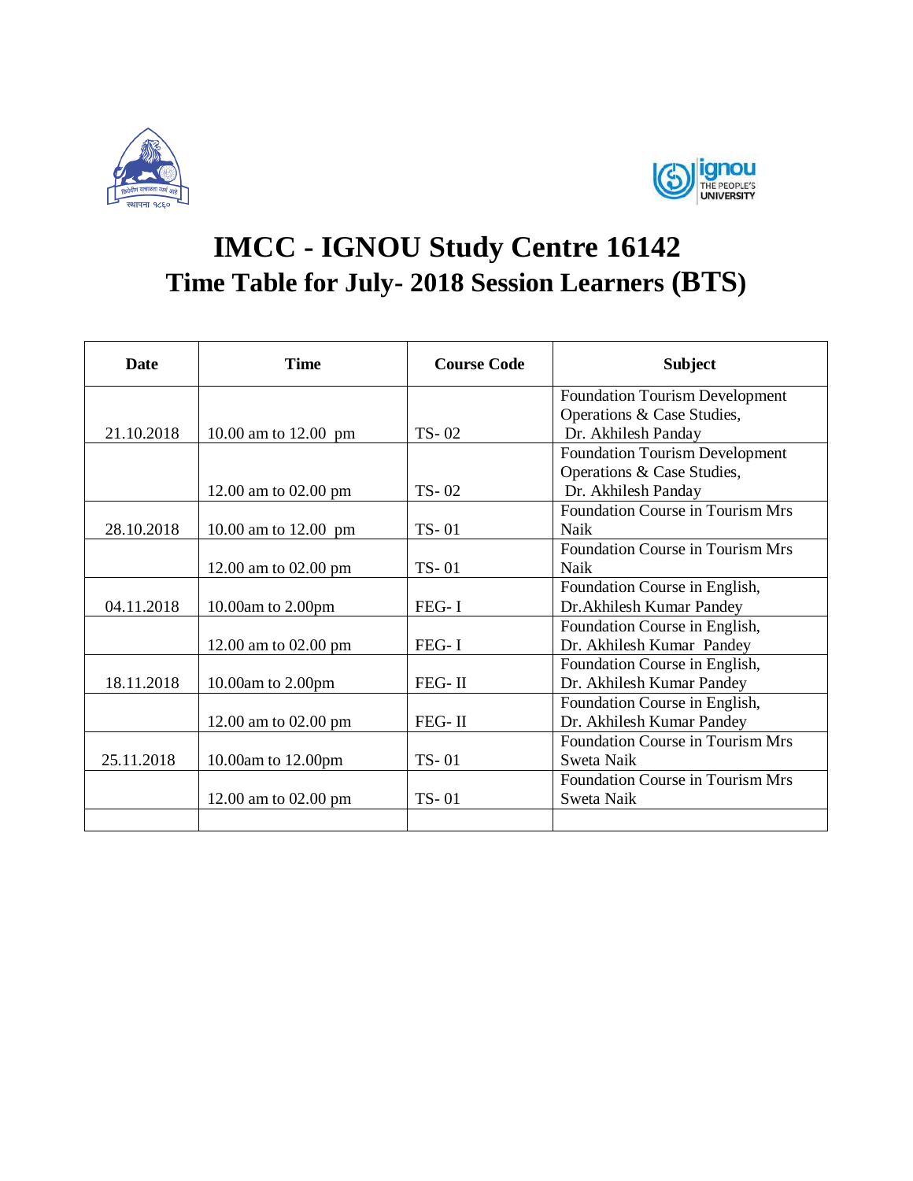# IMCC - IGNOU Study Centre 16142

## Time Table for July- 2018 Session Learners (BTS)

| Date | Time | Course Code | Subject |
|---|---|---|---|
| 21.10.2018 | 10.00 am to 12.00 pm | TS- 02 | Foundation Tourism Development Operations & Case Studies, Dr. Akhilesh Panday |
| | 12.00 am to 02.00 pm | TS- 02 | Foundation Tourism Development Operations & Case Studies, Dr. Akhilesh Panday |
| 28.10.2018 | 10.00 am to 12.00 pm | TS- 01 | Foundation Course in Tourism Mrs Naik |
| | 12.00 am to 02.00 pm | TS- 01 | Foundation Course in Tourism Mrs Naik |
| 04.11.2018 | 10.00am to 2.00pm | FEG- I | Foundation Course in English, Dr.Akhilesh Kumar Pandey |
| | 12.00 am to 02.00 pm | FEG- I | Foundation Course in English, Dr. Akhilesh Kumar Pandey |
| 18.11.2018 | 10.00am to 2.00pm | FEG- II | Foundation Course in English, Dr. Akhilesh Kumar Pandey |
| | 12.00 am to 02.00 pm | FEG- II | Foundation Course in English, Dr. Akhilesh Kumar Pandey |
| 25.11.2018 | 10.00am to 12.00pm | TS- 01 | Foundation Course in Tourism Mrs Sweta Naik |
| | 12.00 am to 02.00 pm | TS- 01 | Foundation Course in Tourism Mrs Sweta Naik |
| | | | |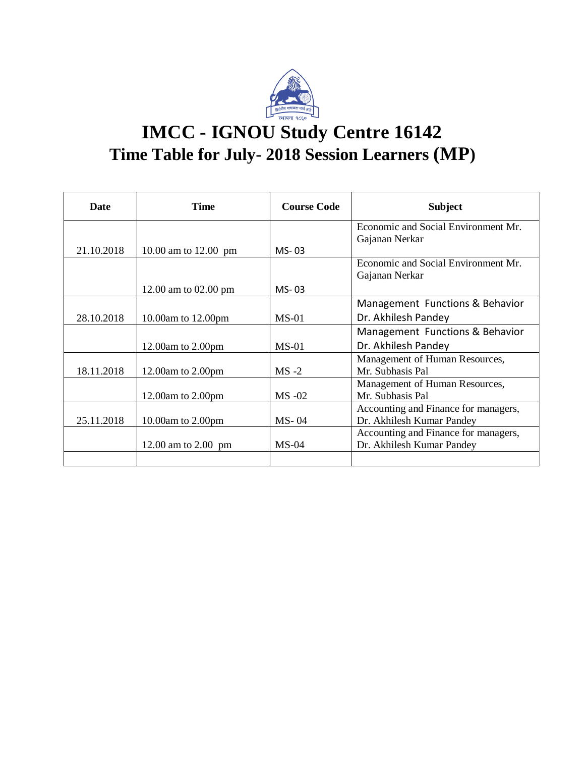# IMCC - IGNOU Study Centre 16142

## Time Table for July- 2018 Session Learners (MP)

| Date | Time | Course Code | Subject |
|---|---|---|---|
| 21.10.2018 | 10.00 am to 12.00 pm | MS- 03 | Economic and Social Environment Mr. Gajanan Nerkar |
| | 12.00 am to 02.00 pm | MS- 03 | Economic and Social Environment Mr. Gajanan Nerkar |
| 28.10.2018 | 10.00am to 12.00pm | MS-01 | Management Functions & Behavior Dr. Akhilesh Pandey |
| | 12.00am to 2.00pm | MS-01 | Management Functions & Behavior Dr. Akhilesh Pandey |
| 18.11.2018 | 12.00am to 2.00pm | MS -2 | Management of Human Resources, Mr. Subhasis Pal |
| | 12.00am to 2.00pm | MS -02 | Management of Human Resources, Mr. Subhasis Pal |
| 25.11.2018 | 10.00am to 2.00pm | MS- 04 | Accounting and Finance for managers, Dr. Akhilesh Kumar Pandey |
| | 12.00 am to 2.00 pm | MS-04 | Accounting and Finance for managers, Dr. Akhilesh Kumar Pandey |
| | | | |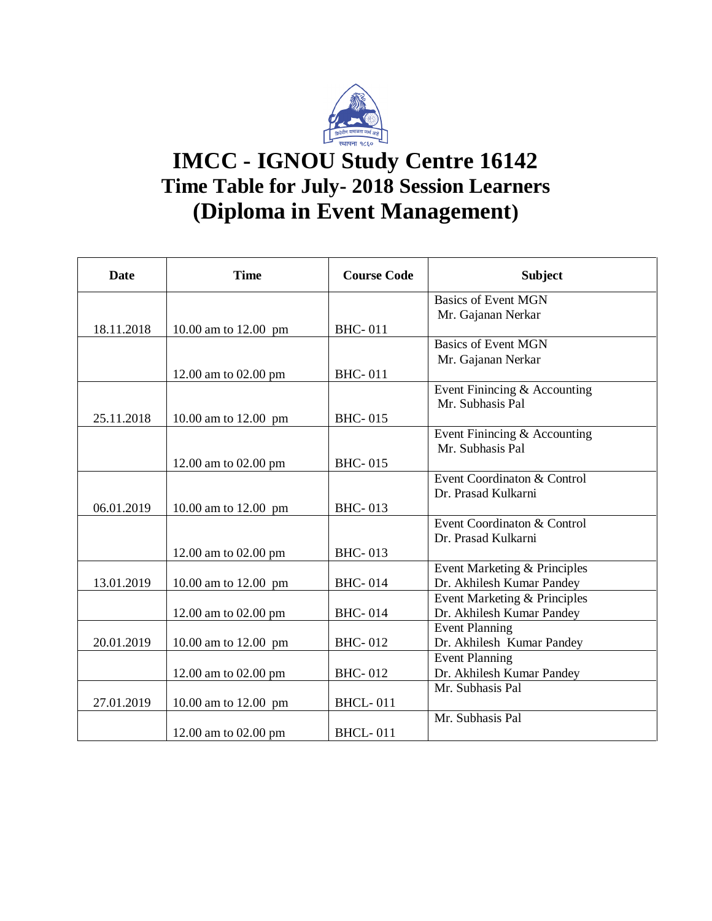# IMCC - IGNOU Study Centre 16142

## Time Table for July- 2018 Session Learners

## (Diploma in Event Management)

| Date | Time | Course Code | Subject |
|---|---|---|---|
| 18.11.2018 | 10.00 am to 12.00 pm | BHC- 011 | Basics of Event MGN<br>Mr. Gajanan Nerkar |
| | 12.00 am to 02.00 pm | BHC- 011 | Basics of Event MGN<br>Mr. Gajanan Nerkar |
| 25.11.2018 | 10.00 am to 12.00 pm | BHC- 015 | Event Finincing & Accounting<br>Mr. Subhasis Pal |
| | 12.00 am to 02.00 pm | BHC- 015 | Event Finincing & Accounting<br>Mr. Subhasis Pal |
| 06.01.2019 | 10.00 am to 12.00 pm | BHC- 013 | Event Coordinaton & Control<br>Dr. Prasad Kulkarni |
| | 12.00 am to 02.00 pm | BHC- 013 | Event Coordinaton & Control<br>Dr. Prasad Kulkarni |
| 13.01.2019 | 10.00 am to 12.00 pm | BHC- 014 | Event Marketing & Principles<br>Dr. Akhilesh Kumar Pandey |
| | 12.00 am to 02.00 pm | BHC- 014 | Event Marketing & Principles<br>Dr. Akhilesh Kumar Pandey |
| 20.01.2019 | 10.00 am to 12.00 pm | BHC- 012 | Event Planning<br>Dr. Akhilesh Kumar Pandey |
| | 12.00 am to 02.00 pm | BHC- 012 | Event Planning<br>Dr. Akhilesh Kumar Pandey |
| 27.01.2019 | 10.00 am to 12.00 pm | BHCL- 011 | Mr. Subhasis Pal |
| | 12.00 am to 02.00 pm | BHCL- 011 | Mr. Subhasis Pal |